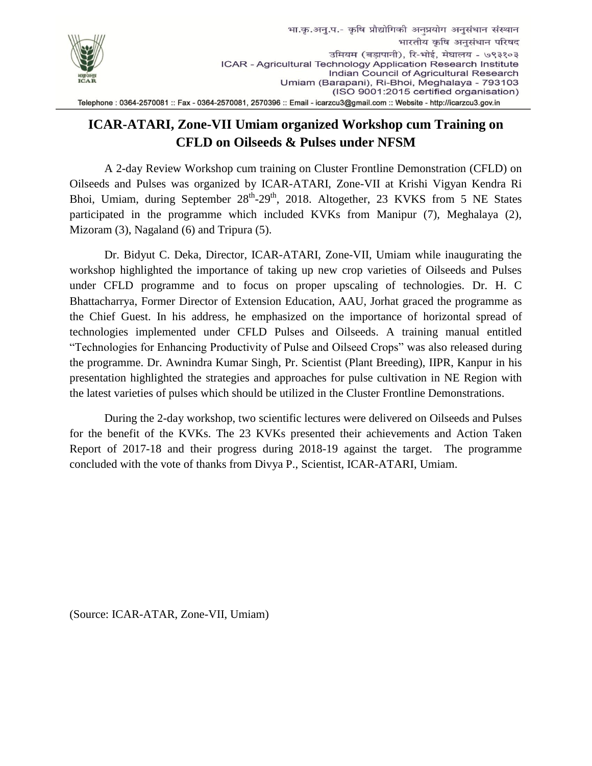भा.कृ.अनु.प.- कृषि प्रौद्योगिकी अनुप्रयोग अनुसंधान संस्थान
भारतीय कृषि अनुसंधान परिषद
उमियम (बड़ापानी), रि-भोई, मेघालय - ७९३१०३
ICAR - Agricultural Technology Application Research Institute
Indian Council of Agricultural Research
Umiam (Barapani), Ri-Bhoi, Meghalaya - 793103
(ISO 9001:2015 certified organisation)

Telephone : 0364-2570081 :: Fax - 0364-2570081, 2570396 :: Email - icarzcu3@gmail.com :: Website - http://icarzcu3.gov.in

# ICAR-ATARI, Zone-VII Umiam organized Workshop cum Training on CFLD on Oilseeds & Pulses under NFSM

A 2-day Review Workshop cum training on Cluster Frontline Demonstration (CFLD) on Oilseeds and Pulses was organized by ICAR-ATARI, Zone-VII at Krishi Vigyan Kendra Ri Bhoi, Umiam, during September 28th-29th, 2018. Altogether, 23 KVKS from 5 NE States participated in the programme which included KVKs from Manipur (7), Meghalaya (2), Mizoram (3), Nagaland (6) and Tripura (5).

Dr. Bidyut C. Deka, Director, ICAR-ATARI, Zone-VII, Umiam while inaugurating the workshop highlighted the importance of taking up new crop varieties of Oilseeds and Pulses under CFLD programme and to focus on proper upscaling of technologies. Dr. H. C Bhattacharrya, Former Director of Extension Education, AAU, Jorhat graced the programme as the Chief Guest. In his address, he emphasized on the importance of horizontal spread of technologies implemented under CFLD Pulses and Oilseeds. A training manual entitled "Technologies for Enhancing Productivity of Pulse and Oilseed Crops" was also released during the programme. Dr. Awnindra Kumar Singh, Pr. Scientist (Plant Breeding), IIPR, Kanpur in his presentation highlighted the strategies and approaches for pulse cultivation in NE Region with the latest varieties of pulses which should be utilized in the Cluster Frontline Demonstrations.

During the 2-day workshop, two scientific lectures were delivered on Oilseeds and Pulses for the benefit of the KVKs. The 23 KVKs presented their achievements and Action Taken Report of 2017-18 and their progress during 2018-19 against the target. The programme concluded with the vote of thanks from Divya P., Scientist, ICAR-ATARI, Umiam.

(Source: ICAR-ATAR, Zone-VII, Umiam)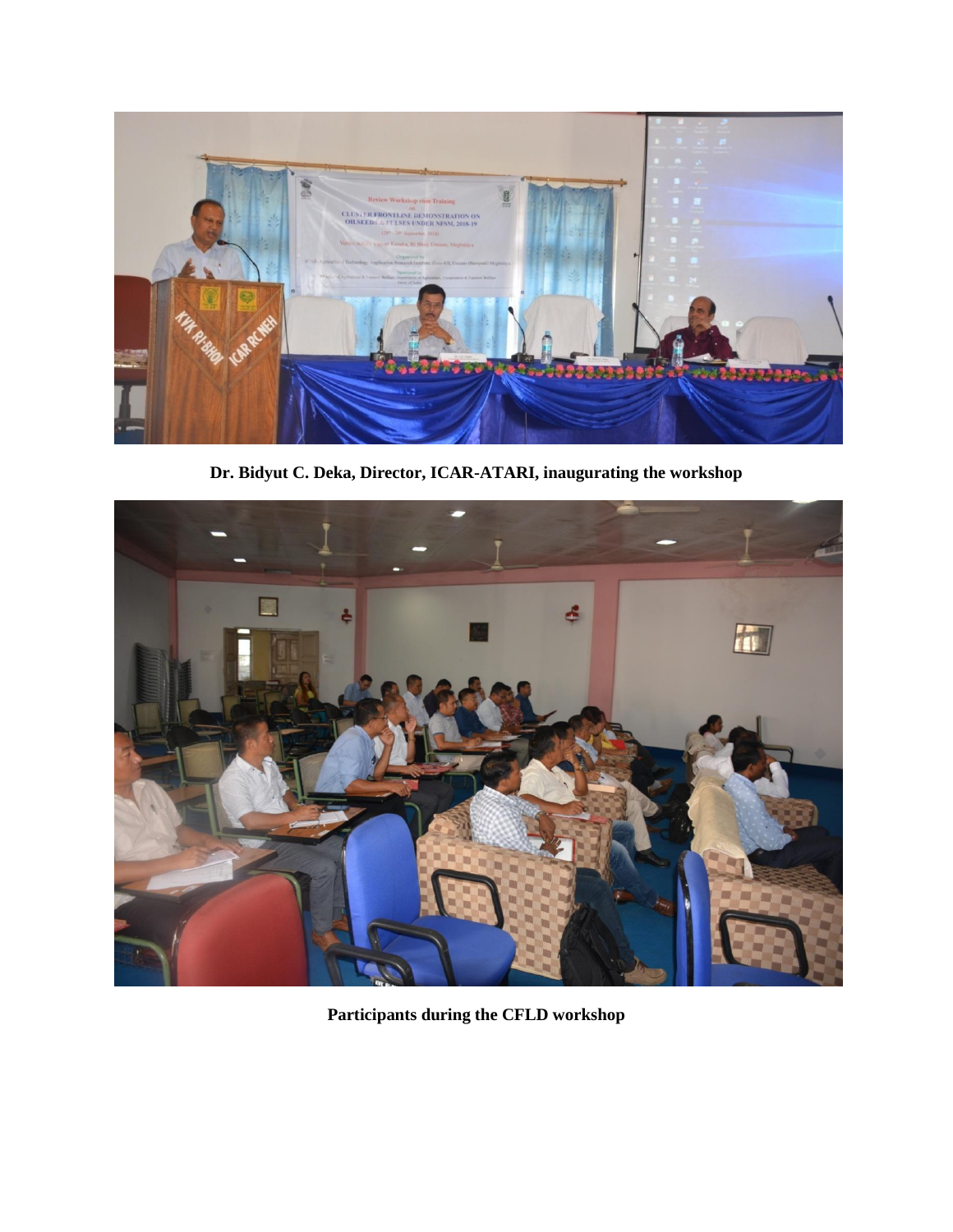**Dr. Bidyut C. Deka, Director, ICAR-ATARI, inaugurating the workshop**

**Participants during the CFLD workshop**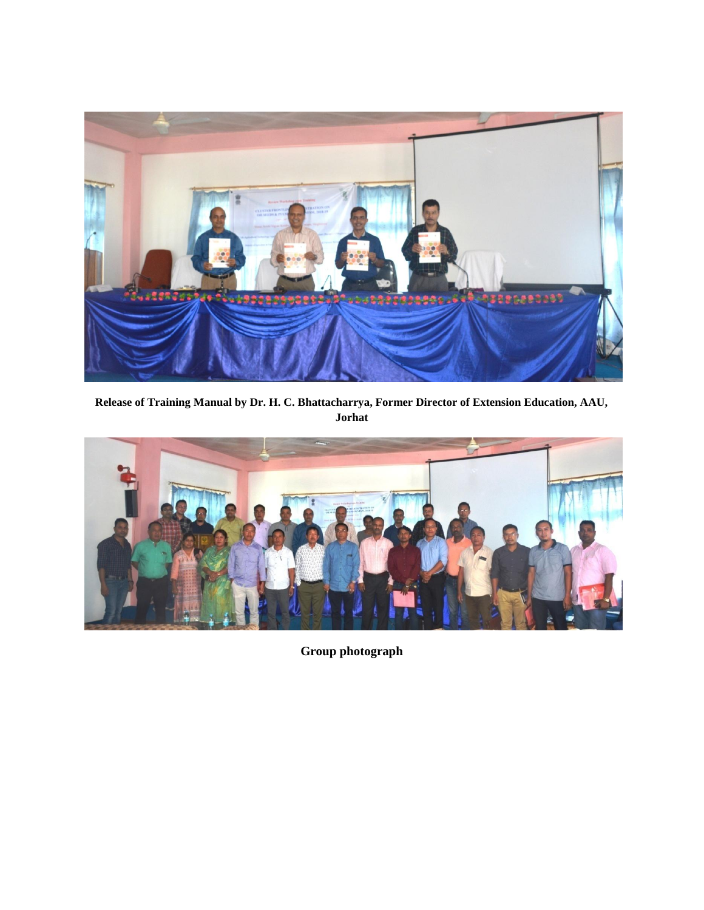**Release of Training Manual by Dr. H. C. Bhattacharrya, Former Director of Extension Education, AAU, Jorhat**

**Group photograph**